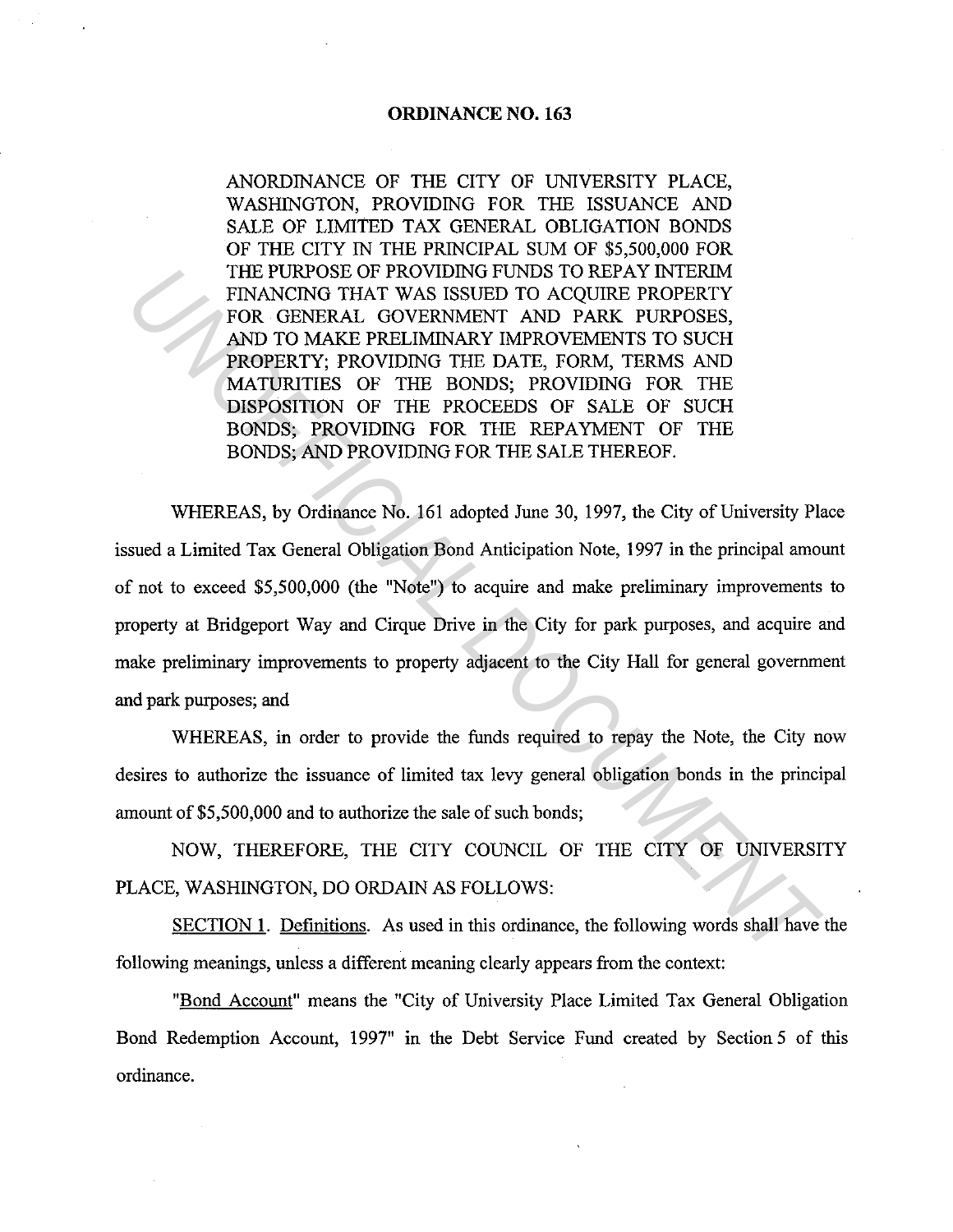# ORDINANCE NO. 163

ANORDINANCE OF THE CITY OF UNIVERSITY PLACE, WASHINGTON, PROVIDING FOR THE ISSUANCE AND SALE OF LIMITED TAX GENERAL OBLIGATION BONDS OF THE CITY IN THE PRINCIPAL SUM OF $5,500,000 FOR THE PURPOSE OF PROVIDING FUNDS TO REPAY INTERIM FINANCING THAT WAS ISSUED TO ACQUIRE PROPERTY FOR GENERAL GOVERNMENT AND PARK PURPOSES, AND TO MAKE PRELIMINARY IMPROVEMENTS TO SUCH PROPERTY; PROVIDING THE DATE, FORM, TERMS AND MATURITIES OF THE BONDS; PROVIDING FOR THE DISPOSITION OF THE PROCEEDS OF SALE OF SUCH BONDS; PROVIDING FOR THE REPAYMENT OF THE BONDS; AND PROVIDING FOR THE SALE THEREOF.

WHEREAS, by Ordinance No. 161 adopted June 30, 1997, the City of University Place issued a Limited Tax General Obligation Bond Anticipation Note, 1997 in the principal amount of not to exceed $5,500,000 (the "Note") to acquire and make preliminary improvements to property at Bridgeport Way and Cirque Drive in the City for park purposes, and acquire and make preliminary improvements to property adjacent to the City Hall for general government and park purposes; and

WHEREAS, in order to provide the funds required to repay the Note, the City now desires to authorize the issuance of limited tax levy general obligation bonds in the principal amount of $5,500,000 and to authorize the sale of such bonds;

NOW, THEREFORE, THE CITY COUNCIL OF THE CITY OF UNIVERSITY PLACE, WASHINGTON, DO ORDAIN AS FOLLOWS:

SECTION 1. Definitions. As used in this ordinance, the following words shall have the following meanings, unless a different meaning clearly appears from the context:

"Bond Account" means the "City of University Place Limited Tax General Obligation Bond Redemption Account, 1997" in the Debt Service Fund created by Section 5 of this ordinance.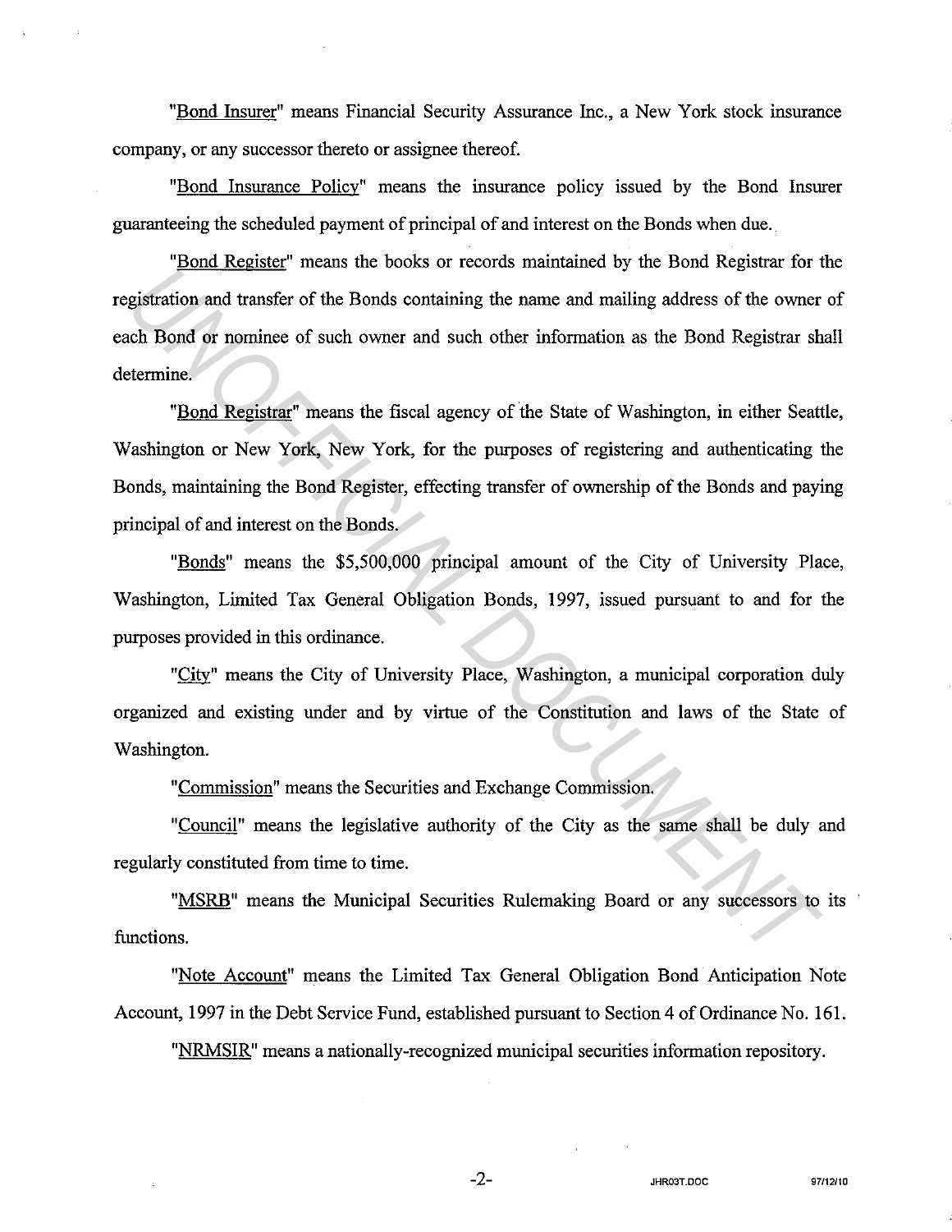"Bond Insurer" means Financial Security Assurance Inc., a New York stock insurance company, or any successor thereto or assignee thereof.

"Bond Insurance Policy" means the insurance policy issued by the Bond Insurer guaranteeing the scheduled payment of principal of and interest on the Bonds when due.

"Bond Register" means the books or records maintained by the Bond Registrar for the registration and transfer of the Bonds containing the name and mailing address of the owner of each Bond or nominee of such owner and such other information as the Bond Registrar shall determine.

"Bond Registrar" means the fiscal agency of the State of Washington, in either Seattle, Washington or New York, New York, for the purposes of registering and authenticating the Bonds, maintaining the Bond Register, effecting transfer of ownership of the Bonds and paying principal of and interest on the Bonds.

"Bonds" means the $5,500,000 principal amount of the City of University Place, Washington, Limited Tax General Obligation Bonds, 1997, issued pursuant to and for the purposes provided in this ordinance.

"City" means the City of University Place, Washington, a municipal corporation duly organized and existing under and by virtue of the Constitution and laws of the State of Washington.

"Commission" means the Securities and Exchange Commission.

"Council" means the legislative authority of the City as the same shall be duly and regularly constituted from time to time.

"MSRB" means the Municipal Securities Rulemaking Board or any successors to its functions.

"Note Account" means the Limited Tax General Obligation Bond Anticipation Note Account, 1997 in the Debt Service Fund, established pursuant to Section 4 of Ordinance No. 161.

"NRMSIR" means a nationally-recognized municipal securities information repository.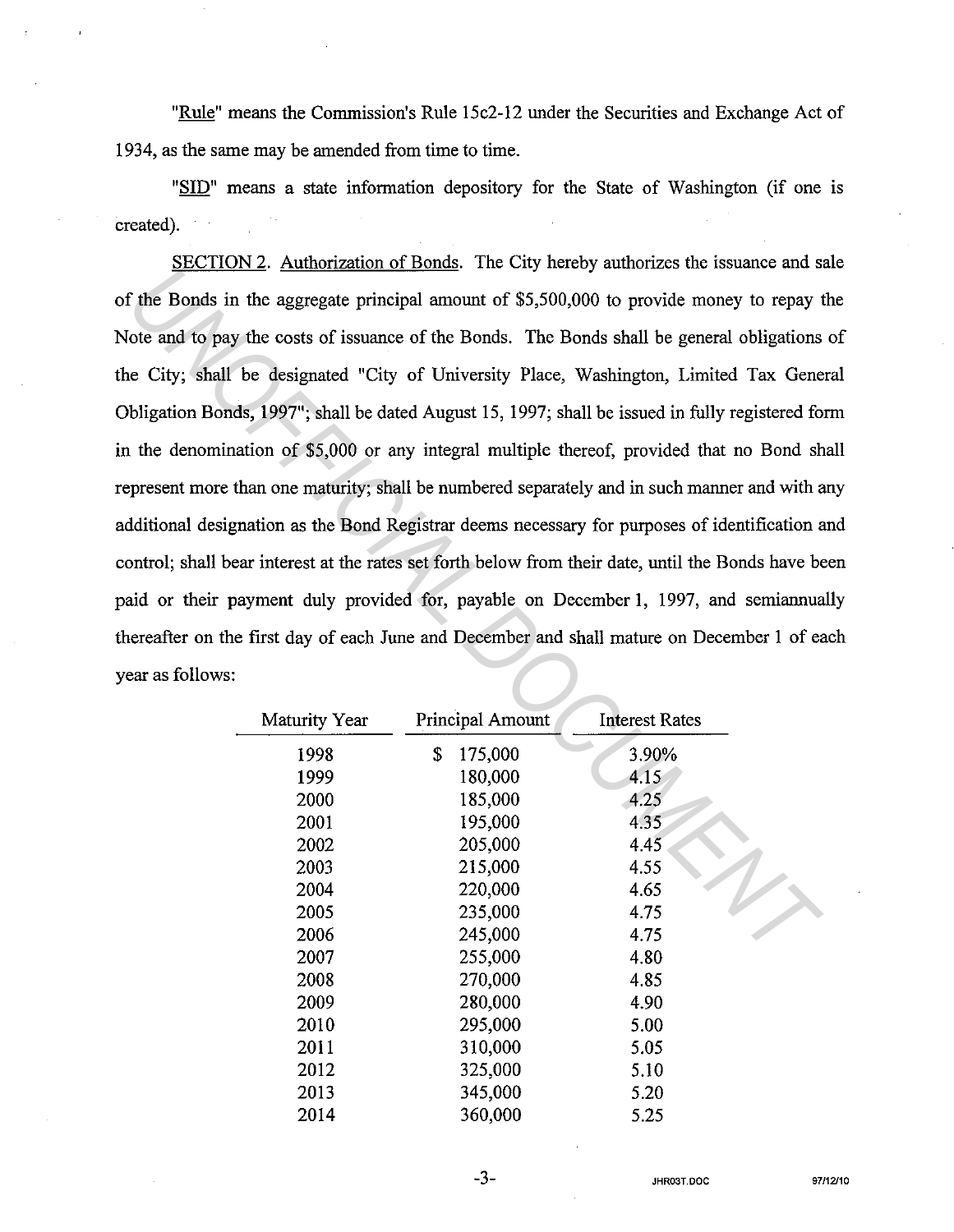"Rule" means the Commission's Rule 15c2-12 under the Securities and Exchange Act of 1934, as the same may be amended from time to time.

"SID" means a state information depository for the State of Washington (if one is created).

SECTION 2. Authorization of Bonds. The City hereby authorizes the issuance and sale of the Bonds in the aggregate principal amount of $5,500,000 to provide money to repay the Note and to pay the costs of issuance of the Bonds. The Bonds shall be general obligations of the City; shall be designated "City of University Place, Washington, Limited Tax General Obligation Bonds, 1997"; shall be dated August 15, 1997; shall be issued in fully registered form in the denomination of $5,000 or any integral multiple thereof, provided that no Bond shall represent more than one maturity; shall be numbered separately and in such manner and with any additional designation as the Bond Registrar deems necessary for purposes of identification and control; shall bear interest at the rates set forth below from their date, until the Bonds have been paid or their payment duly provided for, payable on December 1, 1997, and semiannually thereafter on the first day of each June and December and shall mature on December 1 of each year as follows:

| Maturity Year | Principal Amount | Interest Rates |
|---|---|---|
| 1998 | $ 175,000 | 3.90% |
| 1999 | 180,000 | 4.15 |
| 2000 | 185,000 | 4.25 |
| 2001 | 195,000 | 4.35 |
| 2002 | 205,000 | 4.45 |
| 2003 | 215,000 | 4.55 |
| 2004 | 220,000 | 4.65 |
| 2005 | 235,000 | 4.75 |
| 2006 | 245,000 | 4.75 |
| 2007 | 255,000 | 4.80 |
| 2008 | 270,000 | 4.85 |
| 2009 | 280,000 | 4.90 |
| 2010 | 295,000 | 5.00 |
| 2011 | 310,000 | 5.05 |
| 2012 | 325,000 | 5.10 |
| 2013 | 345,000 | 5.20 |
| 2014 | 360,000 | 5.25 |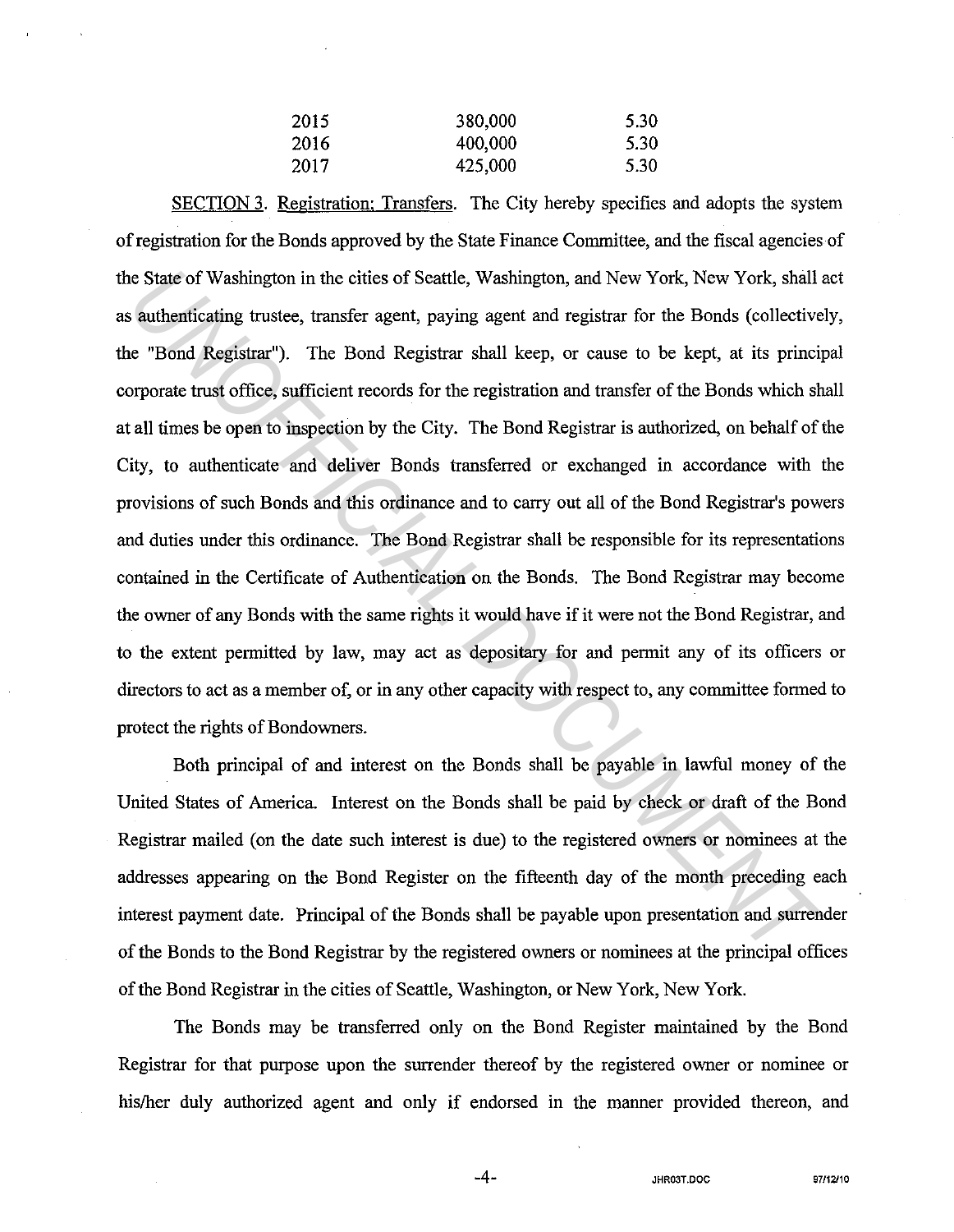| | | |
|---|---|---|
| 2015 | 380,000 | 5.30 |
| 2016 | 400,000 | 5.30 |
| 2017 | 425,000 | 5.30 |

SECTION 3. Registration; Transfers. The City hereby specifies and adopts the system of registration for the Bonds approved by the State Finance Committee, and the fiscal agencies of the State of Washington in the cities of Seattle, Washington, and New York, New York, shall act as authenticating trustee, transfer agent, paying agent and registrar for the Bonds (collectively, the "Bond Registrar"). The Bond Registrar shall keep, or cause to be kept, at its principal corporate trust office, sufficient records for the registration and transfer of the Bonds which shall at all times be open to inspection by the City. The Bond Registrar is authorized, on behalf of the City, to authenticate and deliver Bonds transferred or exchanged in accordance with the provisions of such Bonds and this ordinance and to carry out all of the Bond Registrar's powers and duties under this ordinance. The Bond Registrar shall be responsible for its representations contained in the Certificate of Authentication on the Bonds. The Bond Registrar may become the owner of any Bonds with the same rights it would have if it were not the Bond Registrar, and to the extent permitted by law, may act as depositary for and permit any of its officers or directors to act as a member of, or in any other capacity with respect to, any committee formed to protect the rights of Bondowners.

Both principal of and interest on the Bonds shall be payable in lawful money of the United States of America. Interest on the Bonds shall be paid by check or draft of the Bond Registrar mailed (on the date such interest is due) to the registered owners or nominees at the addresses appearing on the Bond Register on the fifteenth day of the month preceding each interest payment date. Principal of the Bonds shall be payable upon presentation and surrender of the Bonds to the Bond Registrar by the registered owners or nominees at the principal offices of the Bond Registrar in the cities of Seattle, Washington, or New York, New York.

The Bonds may be transferred only on the Bond Register maintained by the Bond Registrar for that purpose upon the surrender thereof by the registered owner or nominee or his/her duly authorized agent and only if endorsed in the manner provided thereon, and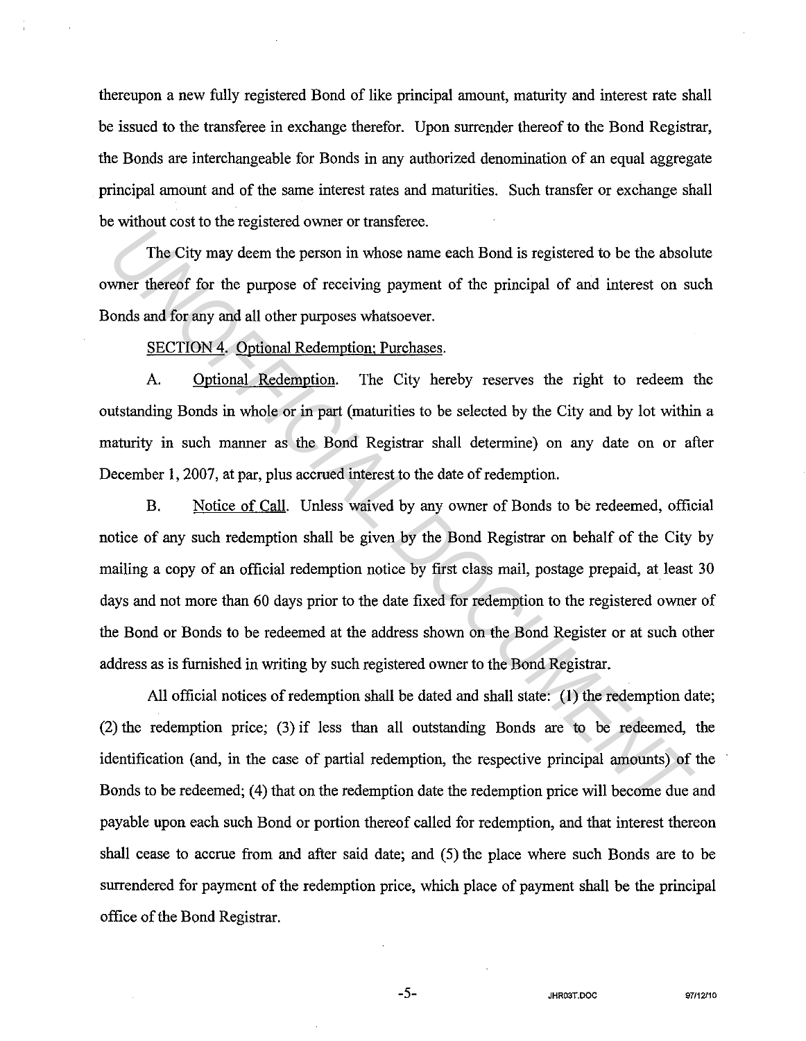thereupon a new fully registered Bond of like principal amount, maturity and interest rate shall be issued to the transferee in exchange therefor. Upon surrender thereof to the Bond Registrar, the Bonds are interchangeable for Bonds in any authorized denomination of an equal aggregate principal amount and of the same interest rates and maturities. Such transfer or exchange shall be without cost to the registered owner or transferee.

The City may deem the person in whose name each Bond is registered to be the absolute owner thereof for the purpose of receiving payment of the principal of and interest on such Bonds and for any and all other purposes whatsoever.

SECTION 4. Optional Redemption; Purchases.

A. Optional Redemption. The City hereby reserves the right to redeem the outstanding Bonds in whole or in part (maturities to be selected by the City and by lot within a maturity in such manner as the Bond Registrar shall determine) on any date on or after December 1, 2007, at par, plus accrued interest to the date of redemption.

B. Notice of Call. Unless waived by any owner of Bonds to be redeemed, official notice of any such redemption shall be given by the Bond Registrar on behalf of the City by mailing a copy of an official redemption notice by first class mail, postage prepaid, at least 30 days and not more than 60 days prior to the date fixed for redemption to the registered owner of the Bond or Bonds to be redeemed at the address shown on the Bond Register or at such other address as is furnished in writing by such registered owner to the Bond Registrar.

All official notices of redemption shall be dated and shall state: (1) the redemption date; (2) the redemption price; (3) if less than all outstanding Bonds are to be redeemed, the identification (and, in the case of partial redemption, the respective principal amounts) of the Bonds to be redeemed; (4) that on the redemption date the redemption price will become due and payable upon each such Bond or portion thereof called for redemption, and that interest thereon shall cease to accrue from and after said date; and (5) the place where such Bonds are to be surrendered for payment of the redemption price, which place of payment shall be the principal office of the Bond Registrar.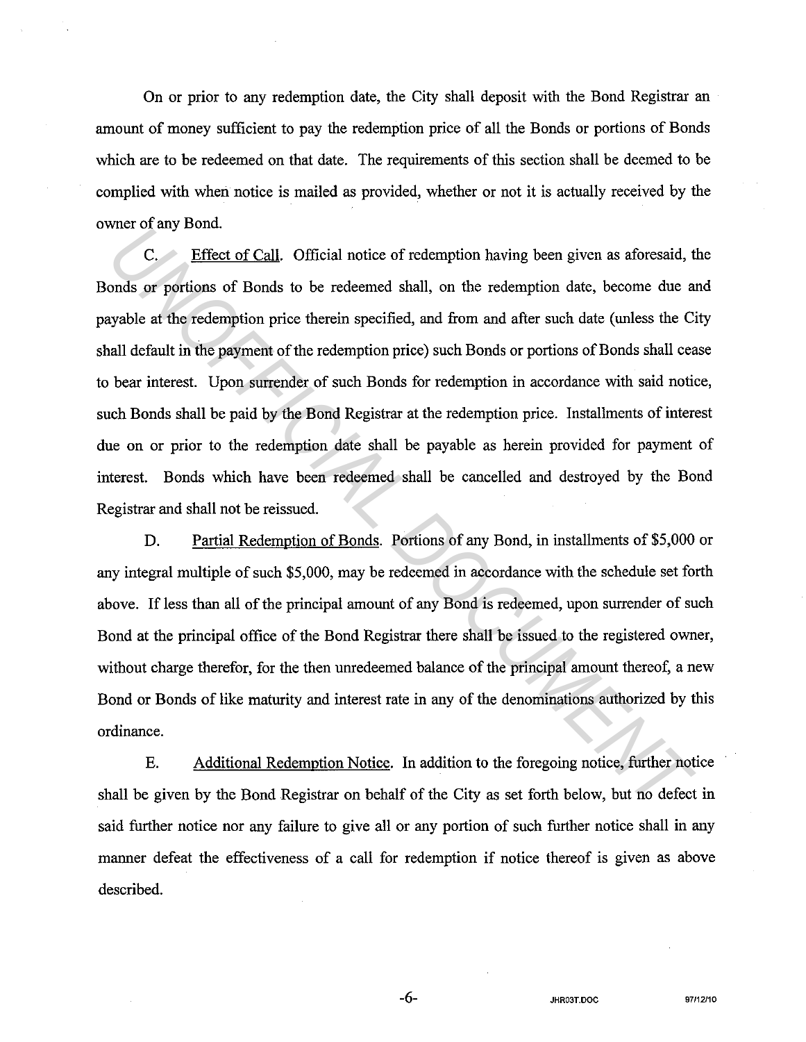On or prior to any redemption date, the City shall deposit with the Bond Registrar an amount of money sufficient to pay the redemption price of all the Bonds or portions of Bonds which are to be redeemed on that date. The requirements of this section shall be deemed to be complied with when notice is mailed as provided, whether or not it is actually received by the owner of any Bond.

C. Effect of Call. Official notice of redemption having been given as aforesaid, the Bonds or portions of Bonds to be redeemed shall, on the redemption date, become due and payable at the redemption price therein specified, and from and after such date (unless the City shall default in the payment of the redemption price) such Bonds or portions of Bonds shall cease to bear interest. Upon surrender of such Bonds for redemption in accordance with said notice, such Bonds shall be paid by the Bond Registrar at the redemption price. Installments of interest due on or prior to the redemption date shall be payable as herein provided for payment of interest. Bonds which have been redeemed shall be cancelled and destroyed by the Bond Registrar and shall not be reissued.

D. Partial Redemption of Bonds. Portions of any Bond, in installments of $5,000 or any integral multiple of such $5,000, may be redeemed in accordance with the schedule set forth above. If less than all of the principal amount of any Bond is redeemed, upon surrender of such Bond at the principal office of the Bond Registrar there shall be issued to the registered owner, without charge therefor, for the then unredeemed balance of the principal amount thereof, a new Bond or Bonds of like maturity and interest rate in any of the denominations authorized by this ordinance.

E. Additional Redemption Notice. In addition to the foregoing notice, further notice shall be given by the Bond Registrar on behalf of the City as set forth below, but no defect in said further notice nor any failure to give all or any portion of such further notice shall in any manner defeat the effectiveness of a call for redemption if notice thereof is given as above described.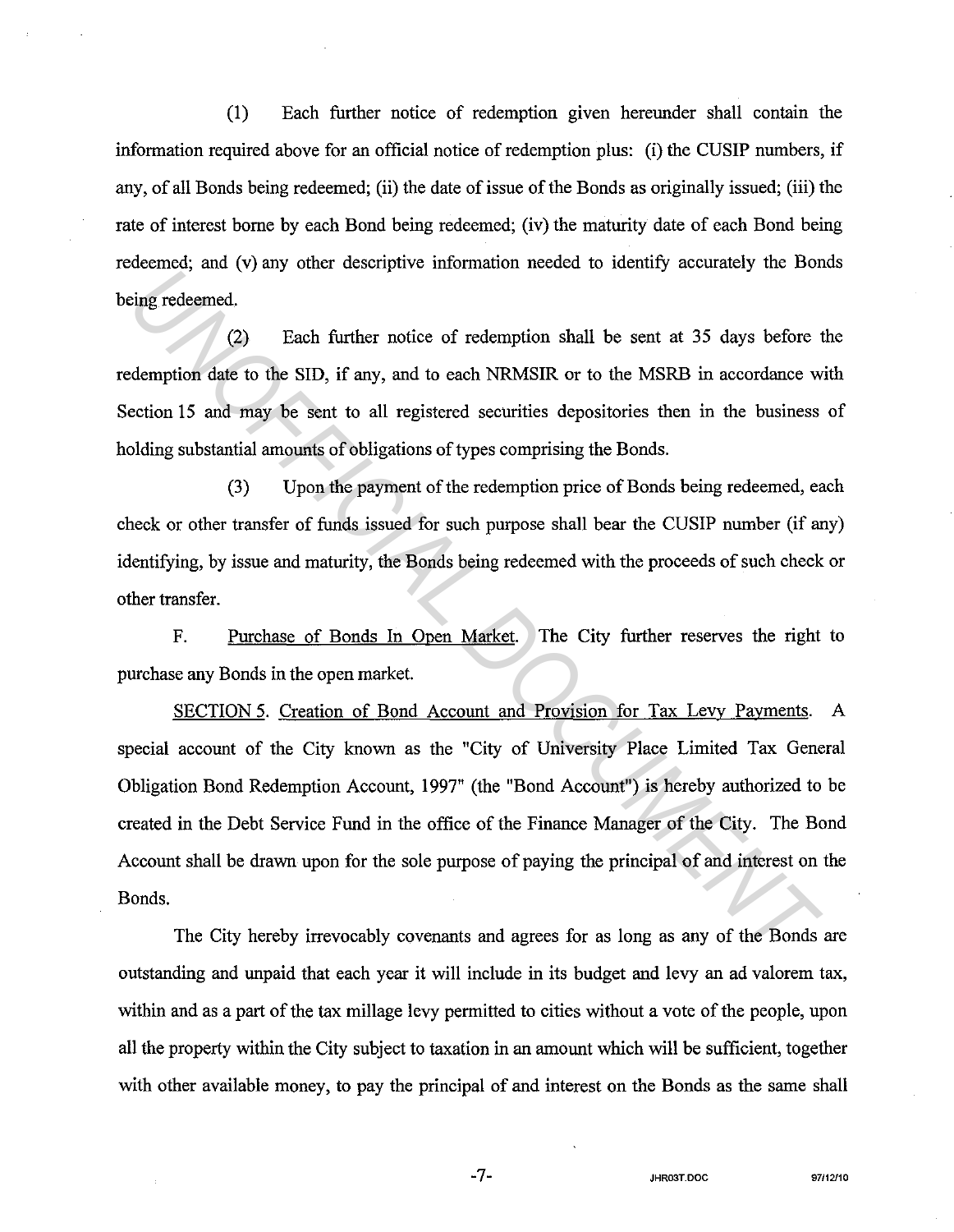(1) Each further notice of redemption given hereunder shall contain the information required above for an official notice of redemption plus: (i) the CUSIP numbers, if any, of all Bonds being redeemed; (ii) the date of issue of the Bonds as originally issued; (iii) the rate of interest borne by each Bond being redeemed; (iv) the maturity date of each Bond being redeemed; and (v) any other descriptive information needed to identify accurately the Bonds being redeemed.

(2) Each further notice of redemption shall be sent at 35 days before the redemption date to the SID, if any, and to each NRMSIR or to the MSRB in accordance with Section 15 and may be sent to all registered securities depositories then in the business of holding substantial amounts of obligations of types comprising the Bonds.

(3) Upon the payment of the redemption price of Bonds being redeemed, each check or other transfer of funds issued for such purpose shall bear the CUSIP number (if any) identifying, by issue and maturity, the Bonds being redeemed with the proceeds of such check or other transfer.

F. Purchase of Bonds In Open Market. The City further reserves the right to purchase any Bonds in the open market.

SECTION 5. Creation of Bond Account and Provision for Tax Levy Payments. A special account of the City known as the "City of University Place Limited Tax General Obligation Bond Redemption Account, 1997" (the "Bond Account") is hereby authorized to be created in the Debt Service Fund in the office of the Finance Manager of the City. The Bond Account shall be drawn upon for the sole purpose of paying the principal of and interest on the Bonds.

The City hereby irrevocably covenants and agrees for as long as any of the Bonds are outstanding and unpaid that each year it will include in its budget and levy an ad valorem tax, within and as a part of the tax millage levy permitted to cities without a vote of the people, upon all the property within the City subject to taxation in an amount which will be sufficient, together with other available money, to pay the principal of and interest on the Bonds as the same shall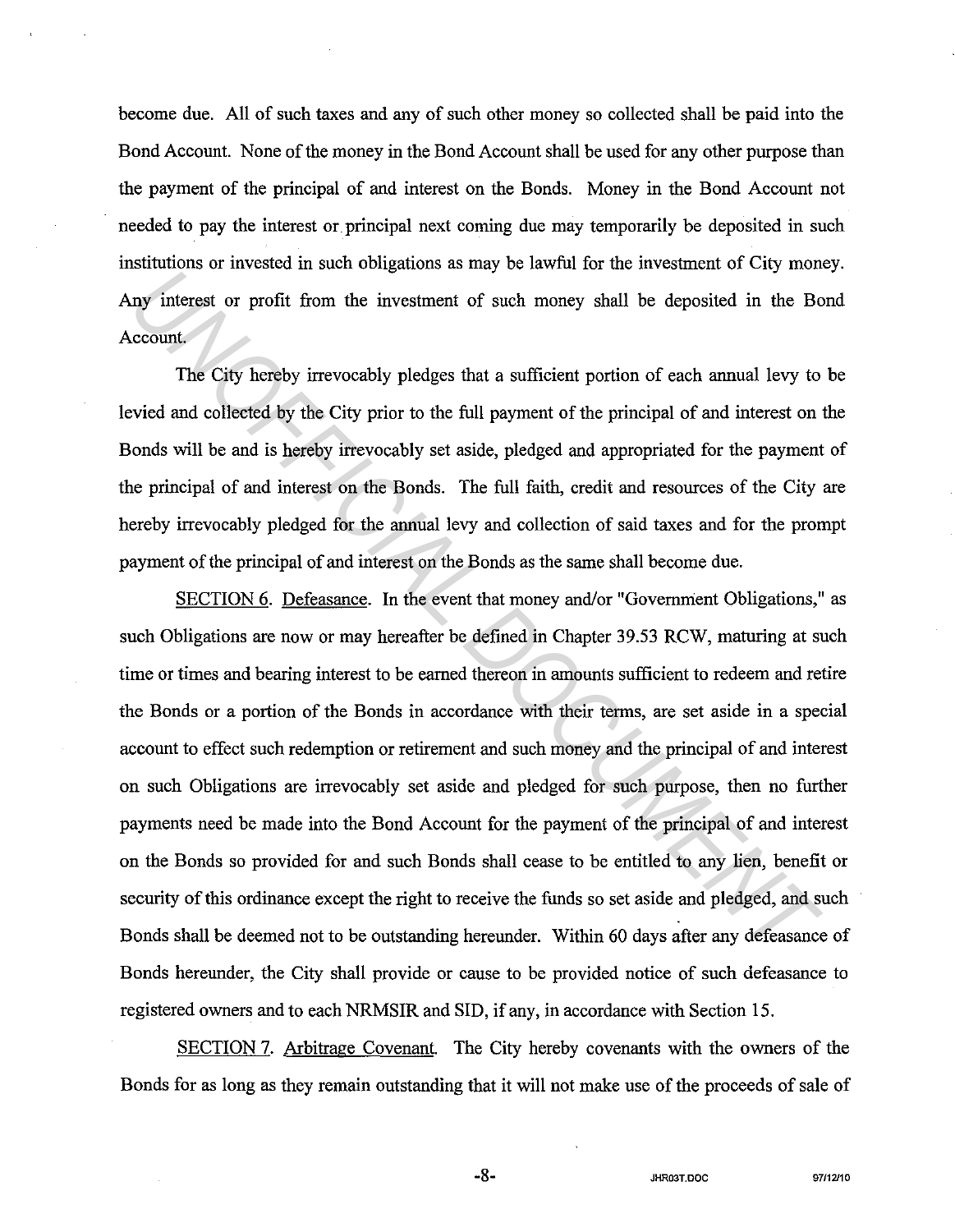become due. All of such taxes and any of such other money so collected shall be paid into the Bond Account. None of the money in the Bond Account shall be used for any other purpose than the payment of the principal of and interest on the Bonds. Money in the Bond Account not needed to pay the interest or principal next coming due may temporarily be deposited in such institutions or invested in such obligations as may be lawful for the investment of City money. Any interest or profit from the investment of such money shall be deposited in the Bond Account.

The City hereby irrevocably pledges that a sufficient portion of each annual levy to be levied and collected by the City prior to the full payment of the principal of and interest on the Bonds will be and is hereby irrevocably set aside, pledged and appropriated for the payment of the principal of and interest on the Bonds. The full faith, credit and resources of the City are hereby irrevocably pledged for the annual levy and collection of said taxes and for the prompt payment of the principal of and interest on the Bonds as the same shall become due.

SECTION 6. Defeasance. In the event that money and/or "Government Obligations," as such Obligations are now or may hereafter be defined in Chapter 39.53 RCW, maturing at such time or times and bearing interest to be earned thereon in amounts sufficient to redeem and retire the Bonds or a portion of the Bonds in accordance with their terms, are set aside in a special account to effect such redemption or retirement and such money and the principal of and interest on such Obligations are irrevocably set aside and pledged for such purpose, then no further payments need be made into the Bond Account for the payment of the principal of and interest on the Bonds so provided for and such Bonds shall cease to be entitled to any lien, benefit or security of this ordinance except the right to receive the funds so set aside and pledged, and such Bonds shall be deemed not to be outstanding hereunder. Within 60 days after any defeasance of Bonds hereunder, the City shall provide or cause to be provided notice of such defeasance to registered owners and to each NRMSIR and SID, if any, in accordance with Section 15.

SECTION 7. Arbitrage Covenant. The City hereby covenants with the owners of the Bonds for as long as they remain outstanding that it will not make use of the proceeds of sale of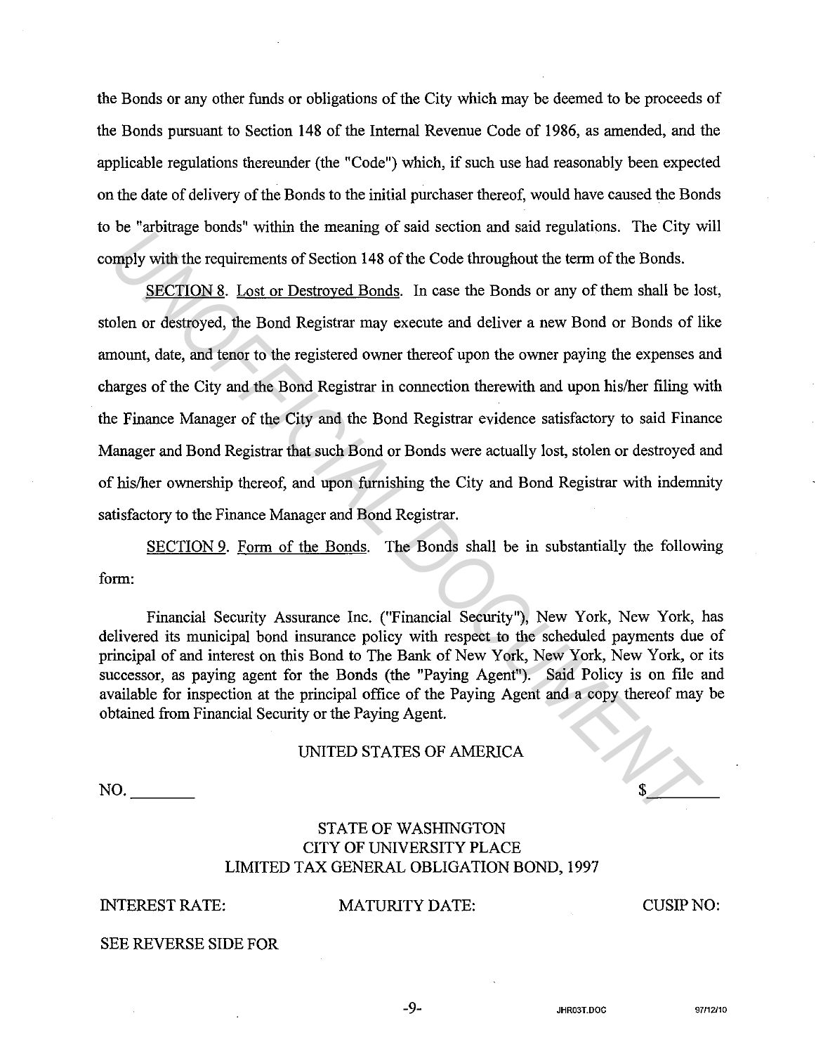the Bonds or any other funds or obligations of the City which may be deemed to be proceeds of the Bonds pursuant to Section 148 of the Internal Revenue Code of 1986, as amended, and the applicable regulations thereunder (the "Code") which, if such use had reasonably been expected on the date of delivery of the Bonds to the initial purchaser thereof, would have caused the Bonds to be "arbitrage bonds" within the meaning of said section and said regulations. The City will comply with the requirements of Section 148 of the Code throughout the term of the Bonds.

SECTION 8. Lost or Destroyed Bonds. In case the Bonds or any of them shall be lost, stolen or destroyed, the Bond Registrar may execute and deliver a new Bond or Bonds of like amount, date, and tenor to the registered owner thereof upon the owner paying the expenses and charges of the City and the Bond Registrar in connection therewith and upon his/her filing with the Finance Manager of the City and the Bond Registrar evidence satisfactory to said Finance Manager and Bond Registrar that such Bond or Bonds were actually lost, stolen or destroyed and of his/her ownership thereof, and upon furnishing the City and Bond Registrar with indemnity satisfactory to the Finance Manager and Bond Registrar.

SECTION 9. Form of the Bonds. The Bonds shall be in substantially the following form:

Financial Security Assurance Inc. ("Financial Security"), New York, New York, has delivered its municipal bond insurance policy with respect to the scheduled payments due of principal of and interest on this Bond to The Bank of New York, New York, New York, or its successor, as paying agent for the Bonds (the "Paying Agent"). Said Policy is on file and available for inspection at the principal office of the Paying Agent and a copy thereof may be obtained from Financial Security or the Paying Agent.

UNITED STATES OF AMERICA

NO. ________ $________

STATE OF WASHINGTON
CITY OF UNIVERSITY PLACE
LIMITED TAX GENERAL OBLIGATION BOND, 1997

INTEREST RATE: MATURITY DATE: CUSIP NO:

SEE REVERSE SIDE FOR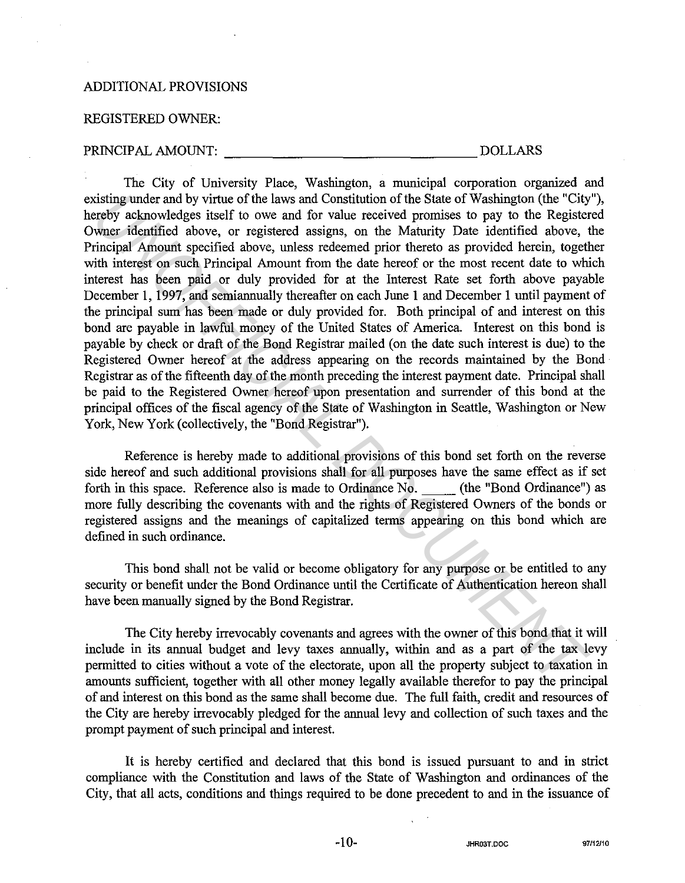ADDITIONAL PROVISIONS

REGISTERED OWNER:

PRINCIPAL AMOUNT: ___________________________________ DOLLARS

The City of University Place, Washington, a municipal corporation organized and existing under and by virtue of the laws and Constitution of the State of Washington (the "City"), hereby acknowledges itself to owe and for value received promises to pay to the Registered Owner identified above, or registered assigns, on the Maturity Date identified above, the Principal Amount specified above, unless redeemed prior thereto as provided herein, together with interest on such Principal Amount from the date hereof or the most recent date to which interest has been paid or duly provided for at the Interest Rate set forth above payable December 1, 1997, and semiannually thereafter on each June 1 and December 1 until payment of the principal sum has been made or duly provided for. Both principal of and interest on this bond are payable in lawful money of the United States of America. Interest on this bond is payable by check or draft of the Bond Registrar mailed (on the date such interest is due) to the Registered Owner hereof at the address appearing on the records maintained by the Bond Registrar as of the fifteenth day of the month preceding the interest payment date. Principal shall be paid to the Registered Owner hereof upon presentation and surrender of this bond at the principal offices of the fiscal agency of the State of Washington in Seattle, Washington or New York, New York (collectively, the "Bond Registrar").

Reference is hereby made to additional provisions of this bond set forth on the reverse side hereof and such additional provisions shall for all purposes have the same effect as if set forth in this space. Reference also is made to Ordinance No. _____ (the "Bond Ordinance") as more fully describing the covenants with and the rights of Registered Owners of the bonds or registered assigns and the meanings of capitalized terms appearing on this bond which are defined in such ordinance.

This bond shall not be valid or become obligatory for any purpose or be entitled to any security or benefit under the Bond Ordinance until the Certificate of Authentication hereon shall have been manually signed by the Bond Registrar.

The City hereby irrevocably covenants and agrees with the owner of this bond that it will include in its annual budget and levy taxes annually, within and as a part of the tax levy permitted to cities without a vote of the electorate, upon all the property subject to taxation in amounts sufficient, together with all other money legally available therefor to pay the principal of and interest on this bond as the same shall become due. The full faith, credit and resources of the City are hereby irrevocably pledged for the annual levy and collection of such taxes and the prompt payment of such principal and interest.

It is hereby certified and declared that this bond is issued pursuant to and in strict compliance with the Constitution and laws of the State of Washington and ordinances of the City, that all acts, conditions and things required to be done precedent to and in the issuance of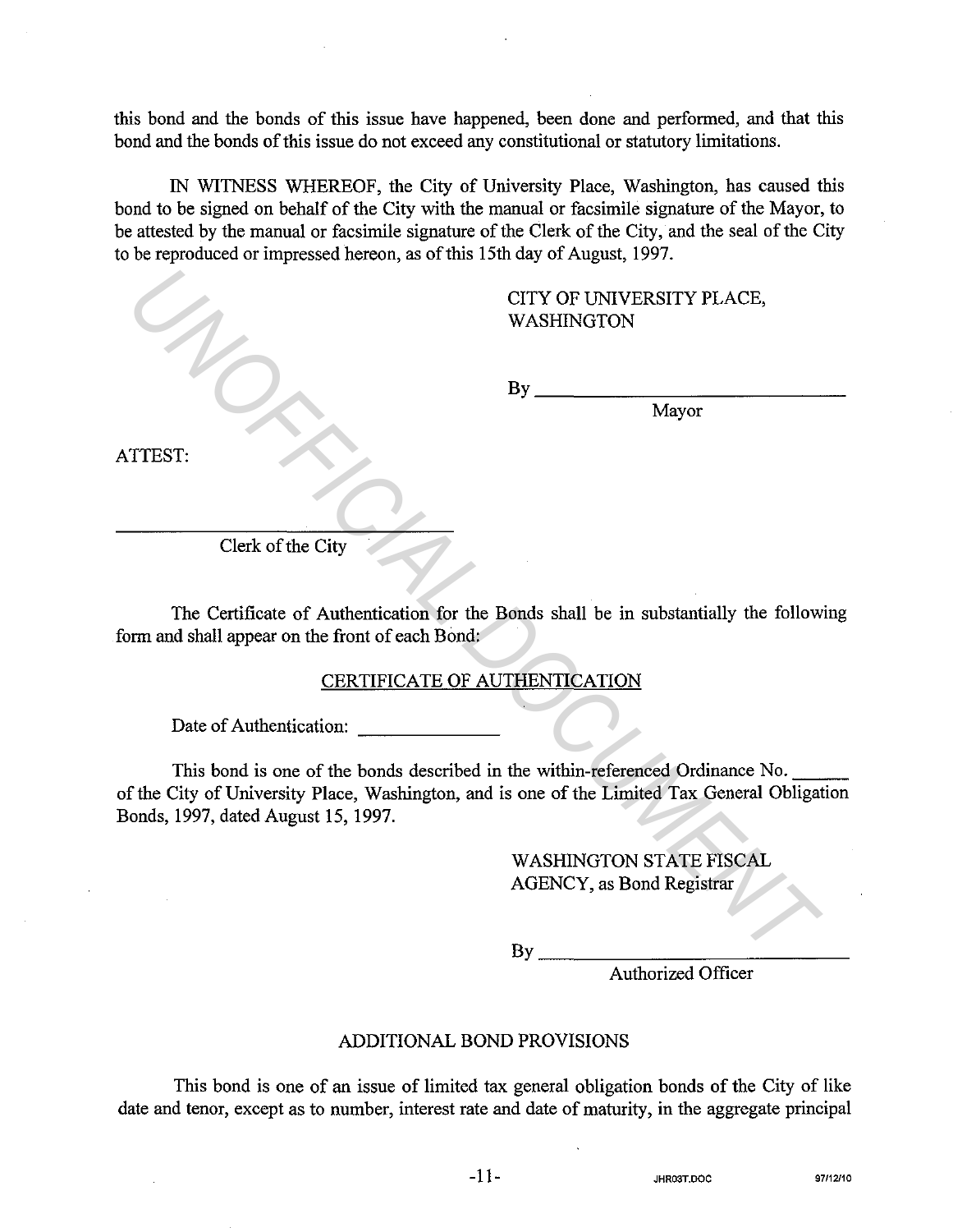this bond and the bonds of this issue have happened, been done and performed, and that this bond and the bonds of this issue do not exceed any constitutional or statutory limitations.

IN WITNESS WHEREOF, the City of University Place, Washington, has caused this bond to be signed on behalf of the City with the manual or facsimile signature of the Mayor, to be attested by the manual or facsimile signature of the Clerk of the City, and the seal of the City to be reproduced or impressed hereon, as of this 15th day of August, 1997.

CITY OF UNIVERSITY PLACE,
WASHINGTON

By ______________________________
Mayor

ATTEST:

______________________________
Clerk of the City

The Certificate of Authentication for the Bonds shall be in substantially the following form and shall appear on the front of each Bond:

CERTIFICATE OF AUTHENTICATION

Date of Authentication: ______________

This bond is one of the bonds described in the within-referenced Ordinance No. ______ of the City of University Place, Washington, and is one of the Limited Tax General Obligation Bonds, 1997, dated August 15, 1997.

WASHINGTON STATE FISCAL
AGENCY, as Bond Registrar

By ______________________________
Authorized Officer

ADDITIONAL BOND PROVISIONS

This bond is one of an issue of limited tax general obligation bonds of the City of like date and tenor, except as to number, interest rate and date of maturity, in the aggregate principal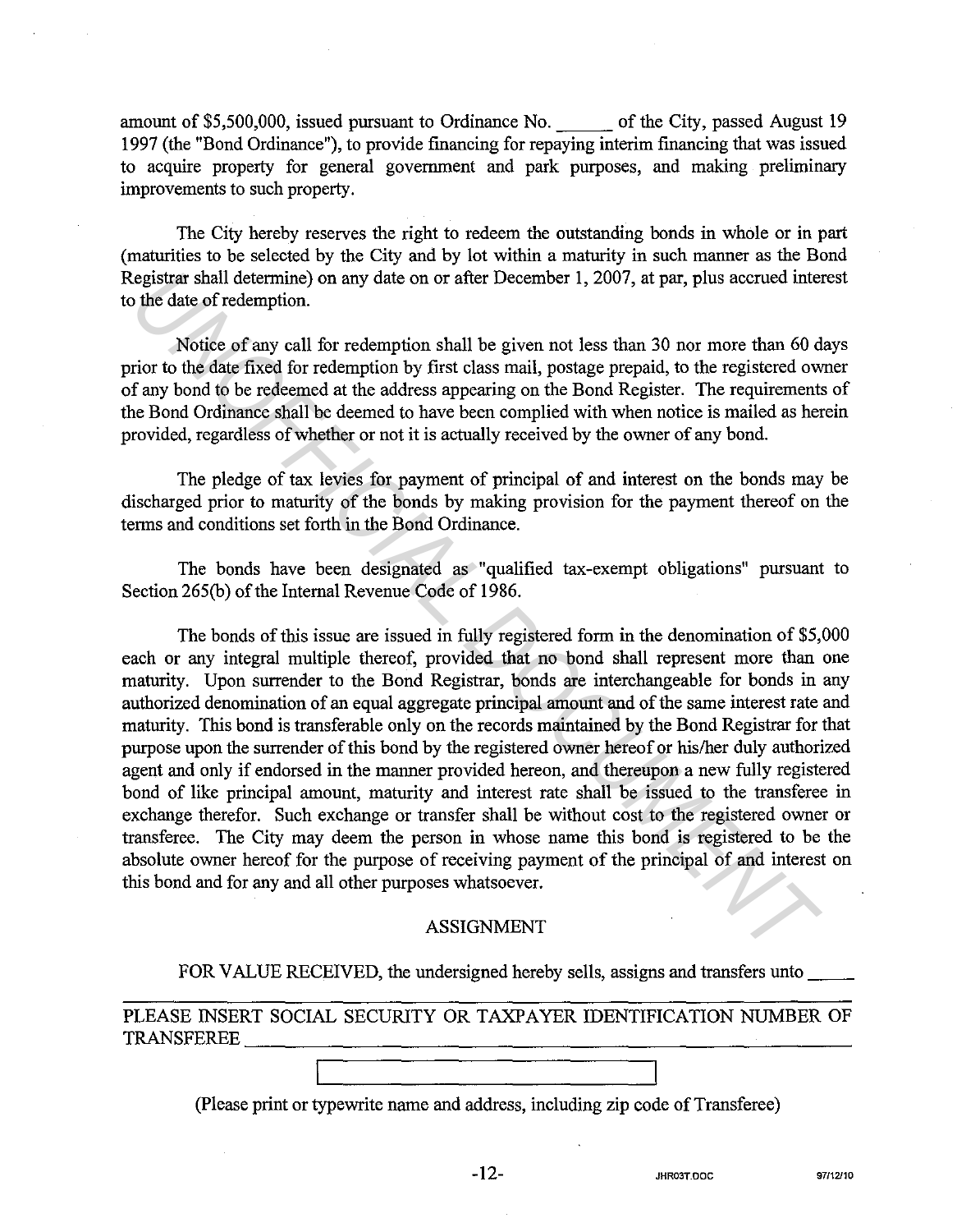amount of $5,500,000, issued pursuant to Ordinance No. ______ of the City, passed August 19 1997 (the "Bond Ordinance"), to provide financing for repaying interim financing that was issued to acquire property for general government and park purposes, and making preliminary improvements to such property.

The City hereby reserves the right to redeem the outstanding bonds in whole or in part (maturities to be selected by the City and by lot within a maturity in such manner as the Bond Registrar shall determine) on any date on or after December 1, 2007, at par, plus accrued interest to the date of redemption.

Notice of any call for redemption shall be given not less than 30 nor more than 60 days prior to the date fixed for redemption by first class mail, postage prepaid, to the registered owner of any bond to be redeemed at the address appearing on the Bond Register. The requirements of the Bond Ordinance shall be deemed to have been complied with when notice is mailed as herein provided, regardless of whether or not it is actually received by the owner of any bond.

The pledge of tax levies for payment of principal of and interest on the bonds may be discharged prior to maturity of the bonds by making provision for the payment thereof on the terms and conditions set forth in the Bond Ordinance.

The bonds have been designated as "qualified tax-exempt obligations" pursuant to Section 265(b) of the Internal Revenue Code of 1986.

The bonds of this issue are issued in fully registered form in the denomination of $5,000 each or any integral multiple thereof, provided that no bond shall represent more than one maturity. Upon surrender to the Bond Registrar, bonds are interchangeable for bonds in any authorized denomination of an equal aggregate principal amount and of the same interest rate and maturity. This bond is transferable only on the records maintained by the Bond Registrar for that purpose upon the surrender of this bond by the registered owner hereof or his/her duly authorized agent and only if endorsed in the manner provided hereon, and thereupon a new fully registered bond of like principal amount, maturity and interest rate shall be issued to the transferee in exchange therefor. Such exchange or transfer shall be without cost to the registered owner or transferee. The City may deem the person in whose name this bond is registered to be the absolute owner hereof for the purpose of receiving payment of the principal of and interest on this bond and for any and all other purposes whatsoever.

## ASSIGNMENT

FOR VALUE RECEIVED, the undersigned hereby sells, assigns and transfers unto ____

PLEASE INSERT SOCIAL SECURITY OR TAXPAYER IDENTIFICATION NUMBER OF TRANSFEREE ______________________________

(Please print or typewrite name and address, including zip code of Transferee)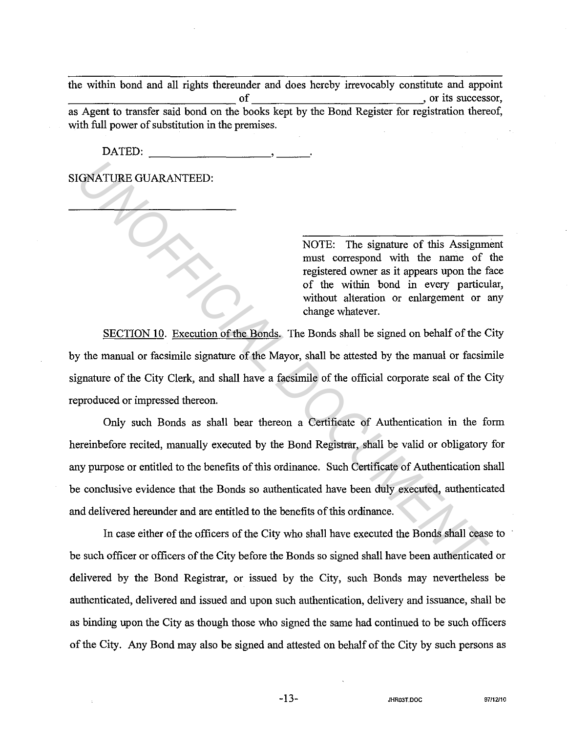\_\_\_\_\_\_\_\_\_\_\_\_\_\_\_\_\_\_\_\_\_\_\_\_\_\_\_\_\_\_\_\_\_\_\_\_\_\_\_\_\_\_\_\_\_\_\_\_\_\_\_\_\_\_\_\_\_\_\_\_\_\_\_\_\_\_\_\_\_\_\_\_\_\_\_\_

the within bond and all rights thereunder and does hereby irrevocably constitute and appoint \_\_\_\_\_\_\_\_\_\_\_\_\_\_\_\_\_\_\_\_\_\_\_\_\_\_\_\_ of \_\_\_\_\_\_\_\_\_\_\_\_\_\_\_\_\_\_\_\_\_\_\_\_\_\_\_\_, or its successor, as Agent to transfer said bond on the books kept by the Bond Register for registration thereof, with full power of substitution in the premises.

DATED: \_\_\_\_\_\_\_\_\_\_\_\_\_\_\_\_\_\_\_\_, \_\_\_\_\_\_.

SIGNATURE GUARANTEED:

\_\_\_\_\_\_\_\_\_\_\_\_\_\_\_\_\_\_\_\_\_\_\_\_\_\_\_\_

\_\_\_\_\_\_\_\_\_\_\_\_\_\_\_\_\_\_\_\_\_\_\_\_\_\_\_\_

NOTE: The signature of this Assignment must correspond with the name of the registered owner as it appears upon the face of the within bond in every particular, without alteration or enlargement or any change whatever.

SECTION 10. Execution of the Bonds. The Bonds shall be signed on behalf of the City by the manual or facsimile signature of the Mayor, shall be attested by the manual or facsimile signature of the City Clerk, and shall have a facsimile of the official corporate seal of the City reproduced or impressed thereon.

Only such Bonds as shall bear thereon a Certificate of Authentication in the form hereinbefore recited, manually executed by the Bond Registrar, shall be valid or obligatory for any purpose or entitled to the benefits of this ordinance. Such Certificate of Authentication shall be conclusive evidence that the Bonds so authenticated have been duly executed, authenticated and delivered hereunder and are entitled to the benefits of this ordinance.

In case either of the officers of the City who shall have executed the Bonds shall cease to be such officer or officers of the City before the Bonds so signed shall have been authenticated or delivered by the Bond Registrar, or issued by the City, such Bonds may nevertheless be authenticated, delivered and issued and upon such authentication, delivery and issuance, shall be as binding upon the City as though those who signed the same had continued to be such officers of the City. Any Bond may also be signed and attested on behalf of the City by such persons as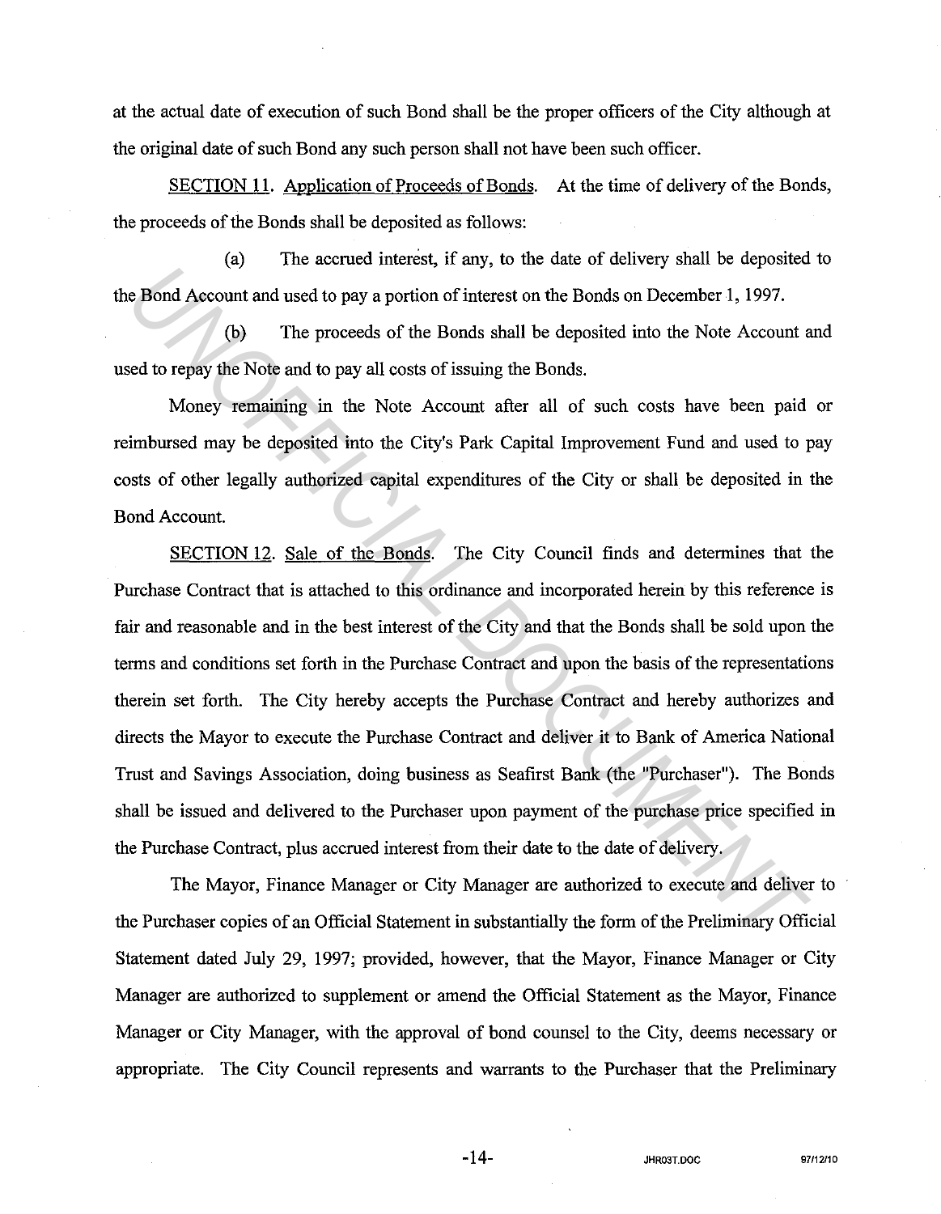at the actual date of execution of such Bond shall be the proper officers of the City although at the original date of such Bond any such person shall not have been such officer.

<u>SECTION 11</u>. <u>Application of Proceeds of Bonds</u>. At the time of delivery of the Bonds, the proceeds of the Bonds shall be deposited as follows:

(a) The accrued interest, if any, to the date of delivery shall be deposited to the Bond Account and used to pay a portion of interest on the Bonds on December 1, 1997.

(b) The proceeds of the Bonds shall be deposited into the Note Account and used to repay the Note and to pay all costs of issuing the Bonds.

Money remaining in the Note Account after all of such costs have been paid or reimbursed may be deposited into the City's Park Capital Improvement Fund and used to pay costs of other legally authorized capital expenditures of the City or shall be deposited in the Bond Account.

<u>SECTION 12</u>. <u>Sale of the Bonds</u>. The City Council finds and determines that the Purchase Contract that is attached to this ordinance and incorporated herein by this reference is fair and reasonable and in the best interest of the City and that the Bonds shall be sold upon the terms and conditions set forth in the Purchase Contract and upon the basis of the representations therein set forth. The City hereby accepts the Purchase Contract and hereby authorizes and directs the Mayor to execute the Purchase Contract and deliver it to Bank of America National Trust and Savings Association, doing business as Seafirst Bank (the "Purchaser"). The Bonds shall be issued and delivered to the Purchaser upon payment of the purchase price specified in the Purchase Contract, plus accrued interest from their date to the date of delivery.

The Mayor, Finance Manager or City Manager are authorized to execute and deliver to the Purchaser copies of an Official Statement in substantially the form of the Preliminary Official Statement dated July 29, 1997; provided, however, that the Mayor, Finance Manager or City Manager are authorized to supplement or amend the Official Statement as the Mayor, Finance Manager or City Manager, with the approval of bond counsel to the City, deems necessary or appropriate. The City Council represents and warrants to the Purchaser that the Preliminary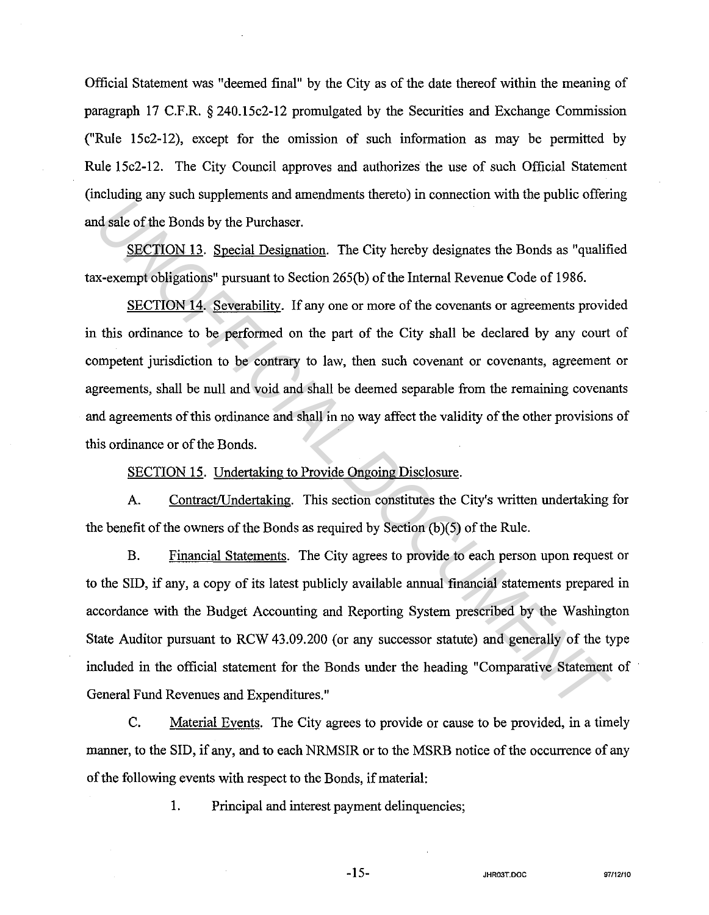Official Statement was "deemed final" by the City as of the date thereof within the meaning of paragraph 17 C.F.R. § 240.15c2-12 promulgated by the Securities and Exchange Commission ("Rule 15c2-12), except for the omission of such information as may be permitted by Rule 15c2-12. The City Council approves and authorizes the use of such Official Statement (including any such supplements and amendments thereto) in connection with the public offering and sale of the Bonds by the Purchaser.

SECTION 13. Special Designation. The City hereby designates the Bonds as "qualified tax-exempt obligations" pursuant to Section 265(b) of the Internal Revenue Code of 1986.

SECTION 14. Severability. If any one or more of the covenants or agreements provided in this ordinance to be performed on the part of the City shall be declared by any court of competent jurisdiction to be contrary to law, then such covenant or covenants, agreement or agreements, shall be null and void and shall be deemed separable from the remaining covenants and agreements of this ordinance and shall in no way affect the validity of the other provisions of this ordinance or of the Bonds.

SECTION 15. Undertaking to Provide Ongoing Disclosure.

A. Contract/Undertaking. This section constitutes the City's written undertaking for the benefit of the owners of the Bonds as required by Section (b)(5) of the Rule.

B. Financial Statements. The City agrees to provide to each person upon request or to the SID, if any, a copy of its latest publicly available annual financial statements prepared in accordance with the Budget Accounting and Reporting System prescribed by the Washington State Auditor pursuant to RCW 43.09.200 (or any successor statute) and generally of the type included in the official statement for the Bonds under the heading "Comparative Statement of General Fund Revenues and Expenditures."

C. Material Events. The City agrees to provide or cause to be provided, in a timely manner, to the SID, if any, and to each NRMSIR or to the MSRB notice of the occurrence of any of the following events with respect to the Bonds, if material:

1. Principal and interest payment delinquencies;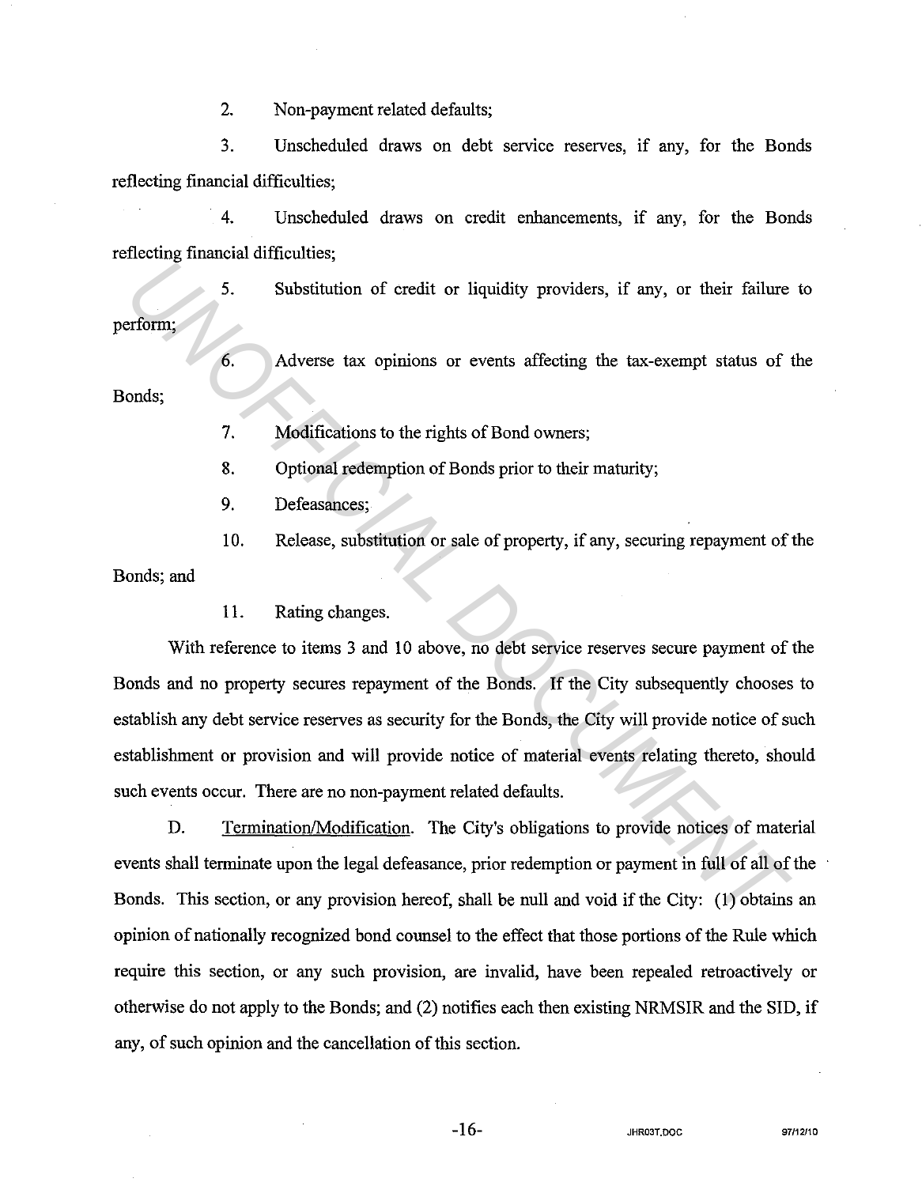2. Non-payment related defaults;

3. Unscheduled draws on debt service reserves, if any, for the Bonds reflecting financial difficulties;

4. Unscheduled draws on credit enhancements, if any, for the Bonds reflecting financial difficulties;

5. Substitution of credit or liquidity providers, if any, or their failure to perform;

6. Adverse tax opinions or events affecting the tax-exempt status of the Bonds;

7. Modifications to the rights of Bond owners;

8. Optional redemption of Bonds prior to their maturity;

9. Defeasances;

10. Release, substitution or sale of property, if any, securing repayment of the Bonds; and

11. Rating changes.

With reference to items 3 and 10 above, no debt service reserves secure payment of the Bonds and no property secures repayment of the Bonds. If the City subsequently chooses to establish any debt service reserves as security for the Bonds, the City will provide notice of such establishment or provision and will provide notice of material events relating thereto, should such events occur. There are no non-payment related defaults.

D. Termination/Modification. The City's obligations to provide notices of material events shall terminate upon the legal defeasance, prior redemption or payment in full of all of the Bonds. This section, or any provision hereof, shall be null and void if the City: (1) obtains an opinion of nationally recognized bond counsel to the effect that those portions of the Rule which require this section, or any such provision, are invalid, have been repealed retroactively or otherwise do not apply to the Bonds; and (2) notifies each then existing NRMSIR and the SID, if any, of such opinion and the cancellation of this section.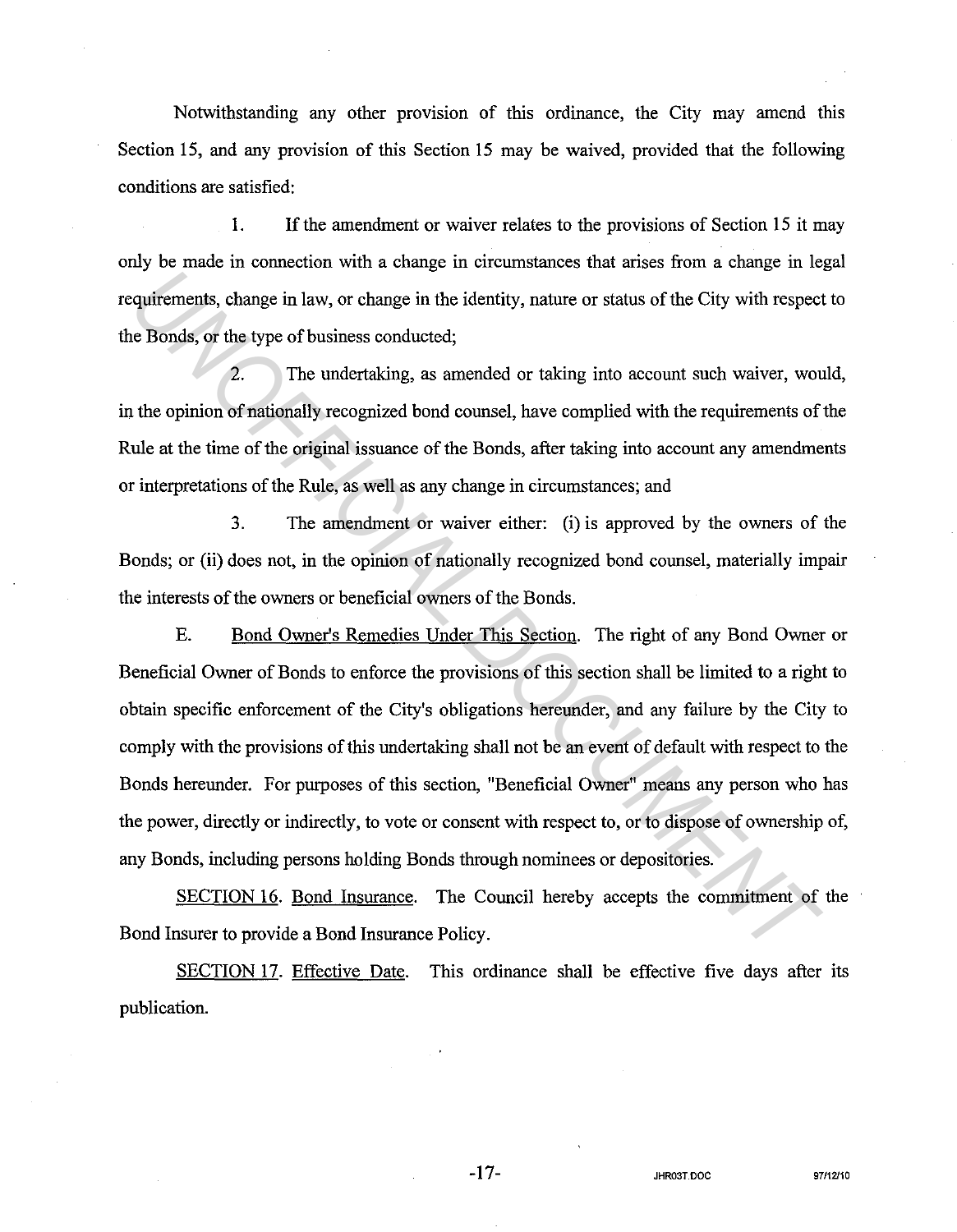Notwithstanding any other provision of this ordinance, the City may amend this Section 15, and any provision of this Section 15 may be waived, provided that the following conditions are satisfied:

1. If the amendment or waiver relates to the provisions of Section 15 it may only be made in connection with a change in circumstances that arises from a change in legal requirements, change in law, or change in the identity, nature or status of the City with respect to the Bonds, or the type of business conducted;

2. The undertaking, as amended or taking into account such waiver, would, in the opinion of nationally recognized bond counsel, have complied with the requirements of the Rule at the time of the original issuance of the Bonds, after taking into account any amendments or interpretations of the Rule, as well as any change in circumstances; and

3. The amendment or waiver either: (i) is approved by the owners of the Bonds; or (ii) does not, in the opinion of nationally recognized bond counsel, materially impair the interests of the owners or beneficial owners of the Bonds.

E. Bond Owner's Remedies Under This Section. The right of any Bond Owner or Beneficial Owner of Bonds to enforce the provisions of this section shall be limited to a right to obtain specific enforcement of the City's obligations hereunder, and any failure by the City to comply with the provisions of this undertaking shall not be an event of default with respect to the Bonds hereunder. For purposes of this section, "Beneficial Owner" means any person who has the power, directly or indirectly, to vote or consent with respect to, or to dispose of ownership of, any Bonds, including persons holding Bonds through nominees or depositories.

SECTION 16. Bond Insurance. The Council hereby accepts the commitment of the Bond Insurer to provide a Bond Insurance Policy.

SECTION 17. Effective Date. This ordinance shall be effective five days after its publication.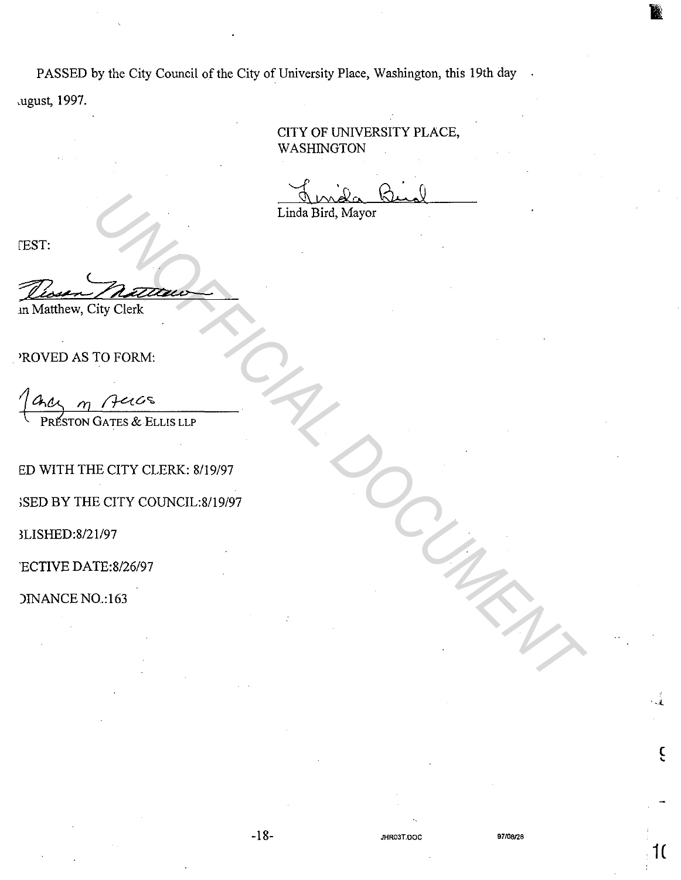PASSED by the City Council of the City of University Place, Washington, this 19th day ugust, 1997.

CITY OF UNIVERSITY PLACE, WASHINGTON

Linda Bird, Mayor

TEST:

n Matthew, City Clerk

ROVED AS TO FORM:

PRESTON GATES & ELLIS LLP

ED WITH THE CITY CLERK: 8/19/97

SED BY THE CITY COUNCIL:8/19/97

LISHED:8/21/97

ECTIVE DATE:8/26/97

INANCE NO.:163

UNOFFICIAL DOCUMENT

JHR03T.DOC 97/08/28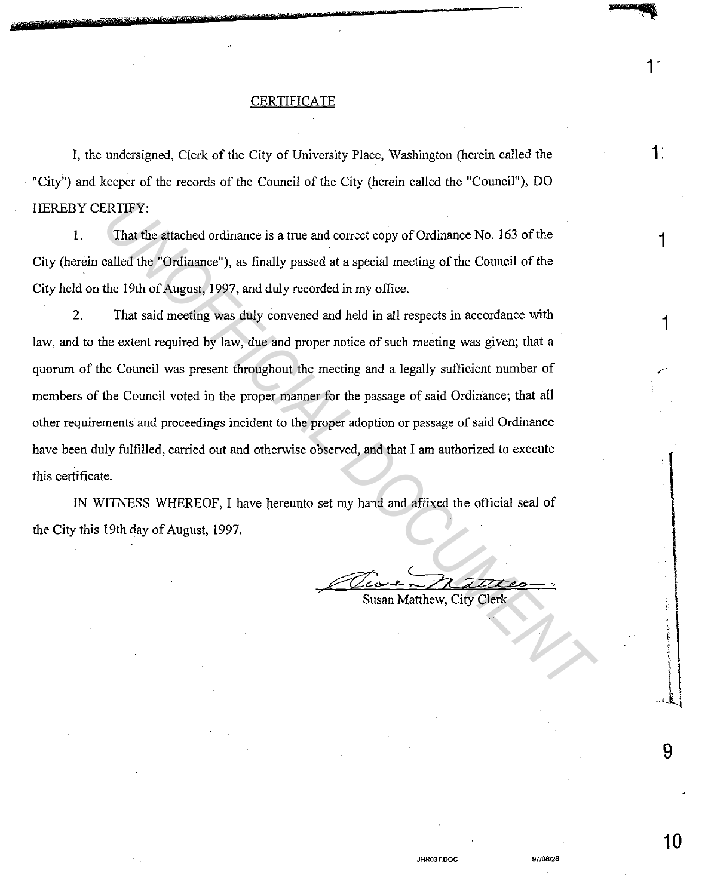# CERTIFICATE

I, the undersigned, Clerk of the City of University Place, Washington (herein called the "City") and keeper of the records of the Council of the City (herein called the "Council"), DO HEREBY CERTIFY:

1. That the attached ordinance is a true and correct copy of Ordinance No. 163 of the City (herein called the "Ordinance"), as finally passed at a special meeting of the Council of the City held on the 19th of August, 1997, and duly recorded in my office.

2. That said meeting was duly convened and held in all respects in accordance with law, and to the extent required by law, due and proper notice of such meeting was given; that a quorum of the Council was present throughout the meeting and a legally sufficient number of members of the Council voted in the proper manner for the passage of said Ordinance; that all other requirements and proceedings incident to the proper adoption or passage of said Ordinance have been duly fulfilled, carried out and otherwise observed, and that I am authorized to execute this certificate.

IN WITNESS WHEREOF, I have hereunto set my hand and affixed the official seal of the City this 19th day of August, 1997.

Susan Matthew, City Clerk

JHR03T.DOC 97/08/28